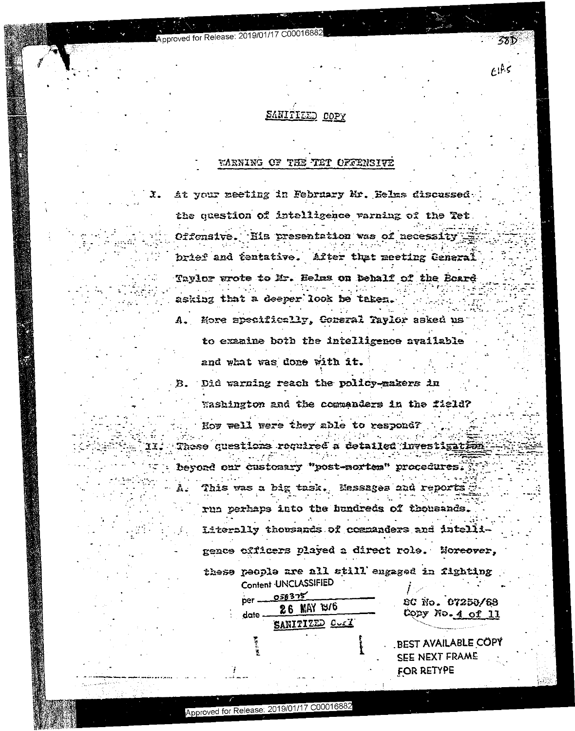SANITIZED COPY

## WARNING OF THE TET OFFENSIVE

I. At your meeting in February Mr. Helms discussed the question of intelligence warning of the Tet Offensive. His presentation was of necessity brief and tentative. After that meeting General Taylor wrote to Mr. Helms on behalf of the Board asking that a deeper look be taken.

   A. More specifically, General Taylor asked us to examine both the intelligence available and what was done with it.

   B. Did warning reach the policy-makers in Washington and the commanders in the field? How well were they able to respond?

II. These questions required a detailed investigation beyond our customary "post-mortem" procedures.

   A. This was a big task. Messages and reports run perhaps into the hundreds of thousands. Literally thousands of commanders and intelligence officers played a direct role. Moreover, these people are all still engaged in fighting

Content UNCLASSIFIED
per 058375
date 26 MAY 1976
SANITIZED COPY

SC No. 07250/68
Copy No. 4 of 11

BEST AVAILABLE COPY
SEE NEXT FRAME
FOR RETYPE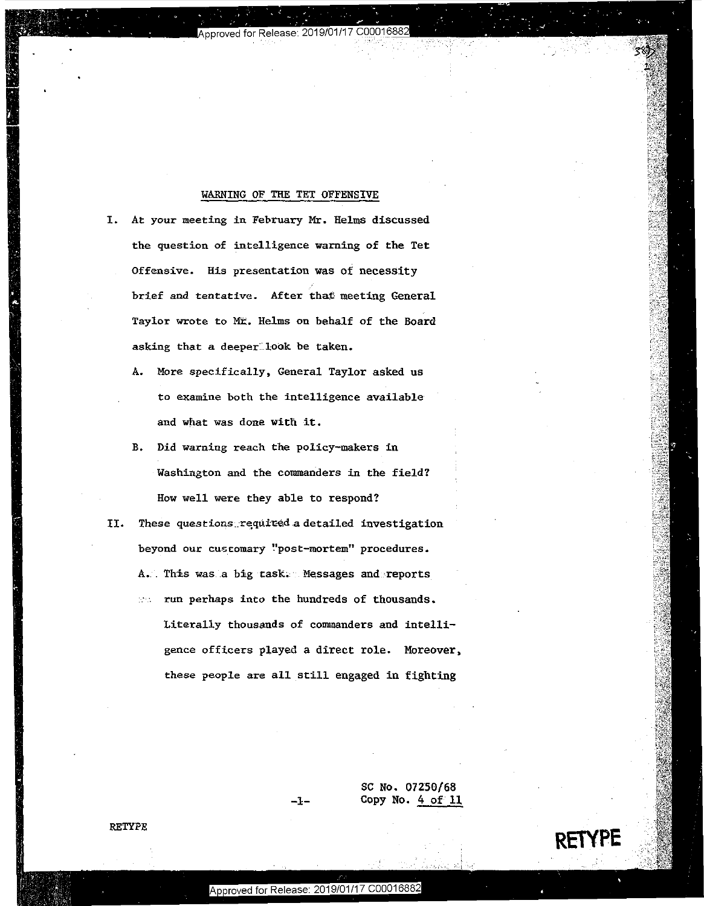## WARNING OF THE TET OFFENSIVE

I. At your meeting in February Mr. Helms discussed the question of intelligence warning of the Tet Offensive. His presentation was of necessity brief and tentative. After that meeting General Taylor wrote to Mr. Helms on behalf of the Board asking that a deeper look be taken.

   A. More specifically, General Taylor asked us to examine both the intelligence available and what was done with it.

   B. Did warning reach the policy-makers in Washington and the commanders in the field? How well were they able to respond?

II. These questions required a detailed investigation beyond our customary "post-mortem" procedures.

   A. This was a big task. Messages and reports run perhaps into the hundreds of thousands. Literally thousands of commanders and intelligence officers played a direct role. Moreover, these people are all still engaged in fighting

SC No. 07250/68
Copy No. 4 of 11

RETYPE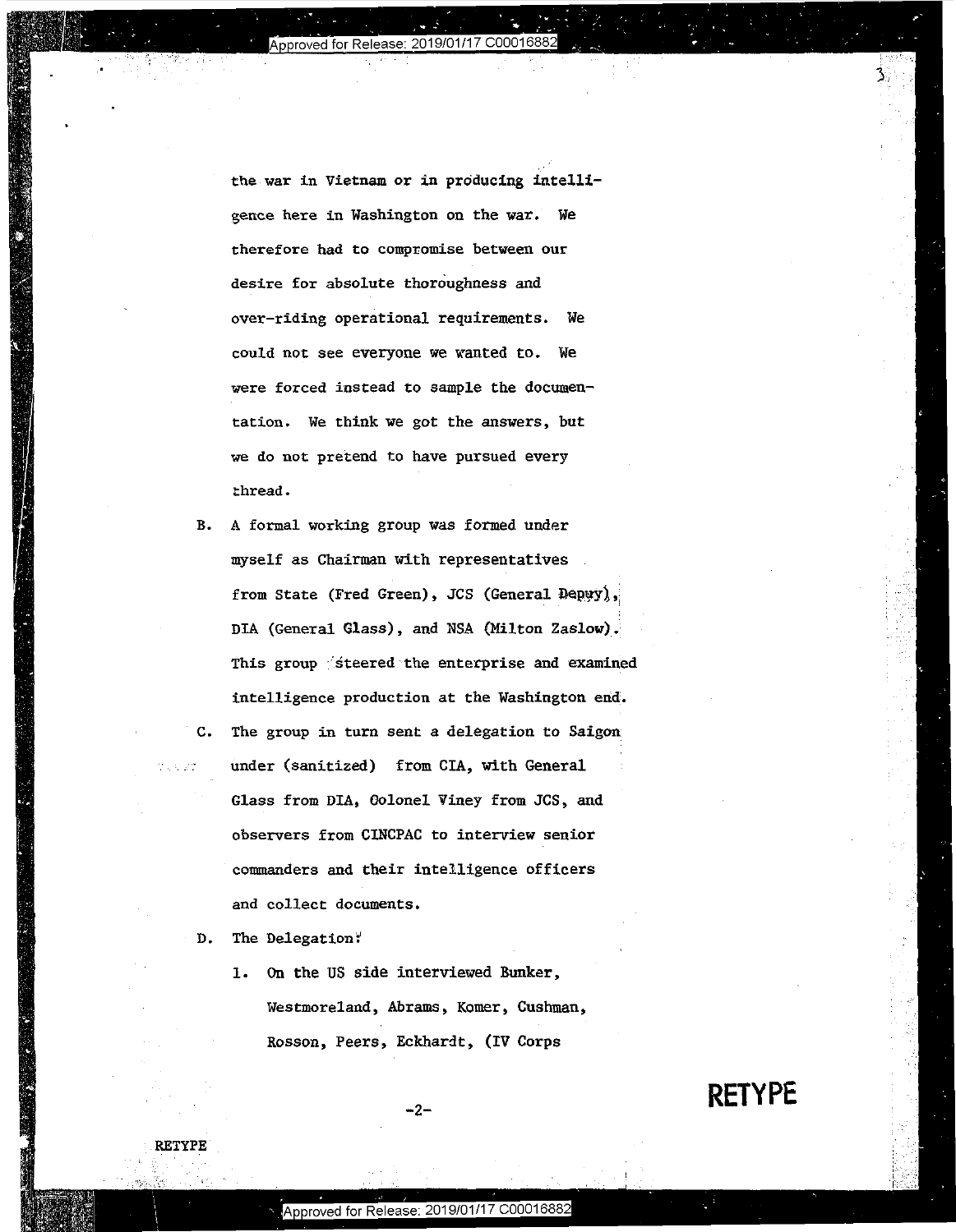the war in Vietnam or in producing intelligence here in Washington on the war. We therefore had to compromise between our desire for absolute thoroughness and over-riding operational requirements. We could not see everyone we wanted to. We were forced instead to sample the documentation. We think we got the answers, but we do not pretend to have pursued every thread.

B. A formal working group was formed under myself as Chairman with representatives from State (Fred Green), JCS (General Depuy), DIA (General Glass), and NSA (Milton Zaslow). This group steered the enterprise and examined intelligence production at the Washington end.

C. The group in turn sent a delegation to Saigon under (sanitized) from CIA, with General Glass from DIA, Colonel Viney from JCS, and observers from CINCPAC to interview senior commanders and their intelligence officers and collect documents.

D. The Delegation:

   1. On the US side interviewed Bunker, Westmoreland, Abrams, Komer, Cushman, Rosson, Peers, Eckhardt, (IV Corps

RETYPE

RETYPE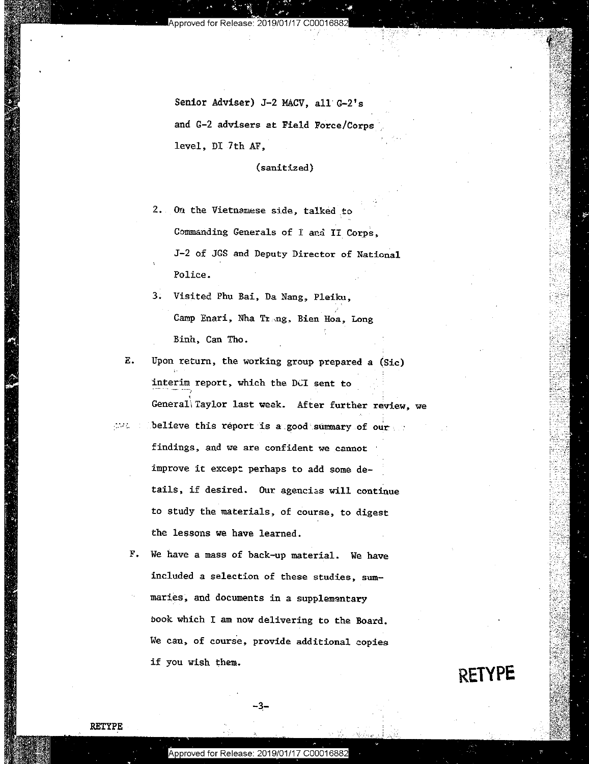Senior Adviser) J-2 MACV, all G-2's and G-2 advisers at Field Force/Corps level, DI 7th AF,

(sanitized)

2. On the Vietnamese side, talked to Commanding Generals of I and II Corps, J-2 of JGS and Deputy Director of National Police.

3. Visited Phu Bai, Da Nang, Pleiku, Camp Enari, Nha Trang, Bien Hoa, Long Binh, Can Tho.

E. Upon return, the working group prepared a (Sic) interim report, which the DCI sent to General Taylor last week. After further review, we believe this report is a good summary of our findings, and we are confident we cannot improve it except perhaps to add some details, if desired. Our agencies will continue to study the materials, of course, to digest the lessons we have learned.

F. We have a mass of back-up material. We have included a selection of these studies, summaries, and documents in a supplementary book which I am now delivering to the Board. We can, of course, provide additional copies if you wish them.

RETYPE

RETYPE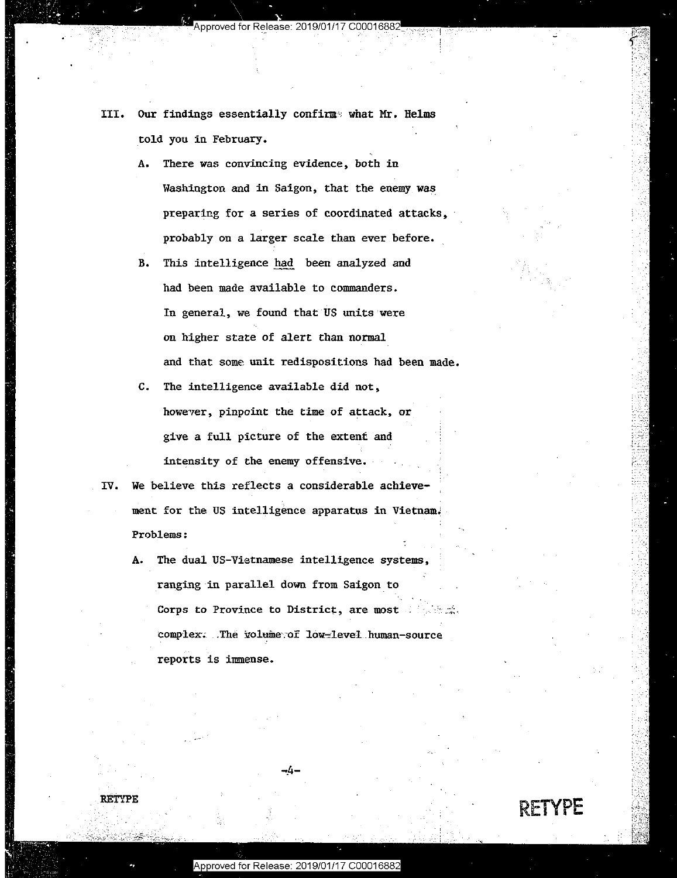III. Our findings essentially confirm what Mr. Helms told you in February.

   A. There was convincing evidence, both in Washington and in Saigon, that the enemy was preparing for a series of coordinated attacks, probably on a larger scale than ever before.

   B. This intelligence <u>had</u> been analyzed and had been made available to commanders. In general, we found that US units were on higher state of alert than normal and that some unit redispositions had been made.

   C. The intelligence available did not, however, pinpoint the time of attack, or give a full picture of the extent and intensity of the enemy offensive.

IV. We believe this reflects a considerable achievement for the US intelligence apparatus in Vietnam. Problems:

   A. The dual US-Vietnamese intelligence systems, ranging in parallel down from Saigon to Corps to Province to District, are most complex. The volume of low-level human-source reports is immense.

RETYPE

RETYPE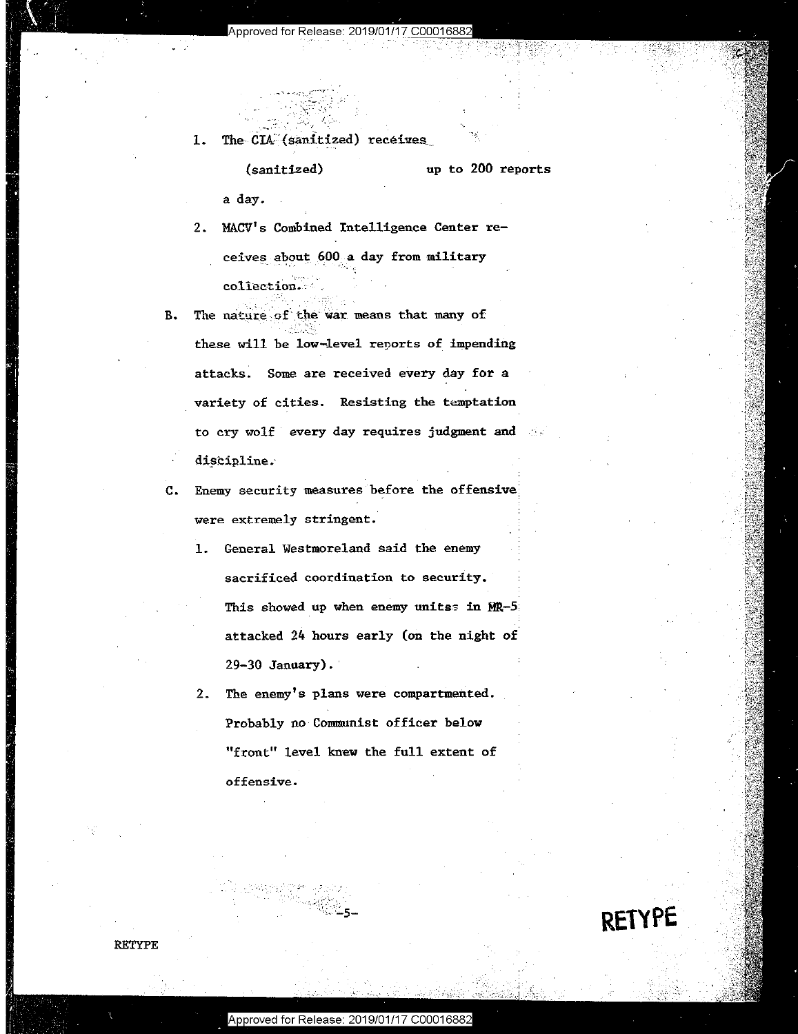1. The CIA (sanitized) receives (sanitized) up to 200 reports a day.

2. MACV's Combined Intelligence Center receives about 600 a day from military collection.

B. The nature of the war means that many of these will be low-level reports of impending attacks. Some are received every day for a variety of cities. Resisting the temptation to cry wolf every day requires judgment and discipline.

C. Enemy security measures before the offensive were extremely stringent.

1. General Westmoreland said the enemy sacrificed coordination to security. This showed up when enemy units in MR-5 attacked 24 hours early (on the night of 29-30 January).

2. The enemy's plans were compartmented. Probably no Communist officer below "front" level knew the full extent of offensive.

RETYPE

RETYPE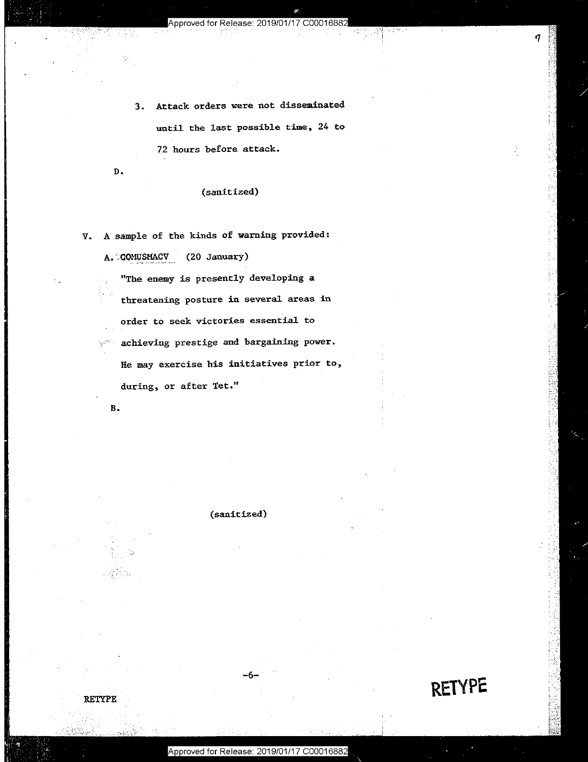3. Attack orders were not disseminated until the last possible time, 24 to 72 hours before attack.

D.

(sanitized)

V. A sample of the kinds of warning provided:

A. COMUSMACV (20 January)

"The enemy is presently developing a threatening posture in several areas in order to seek victories essential to achieving prestige and bargaining power. He may exercise his initiatives prior to, during, or after Tet."

B.

(sanitized)

RETYPE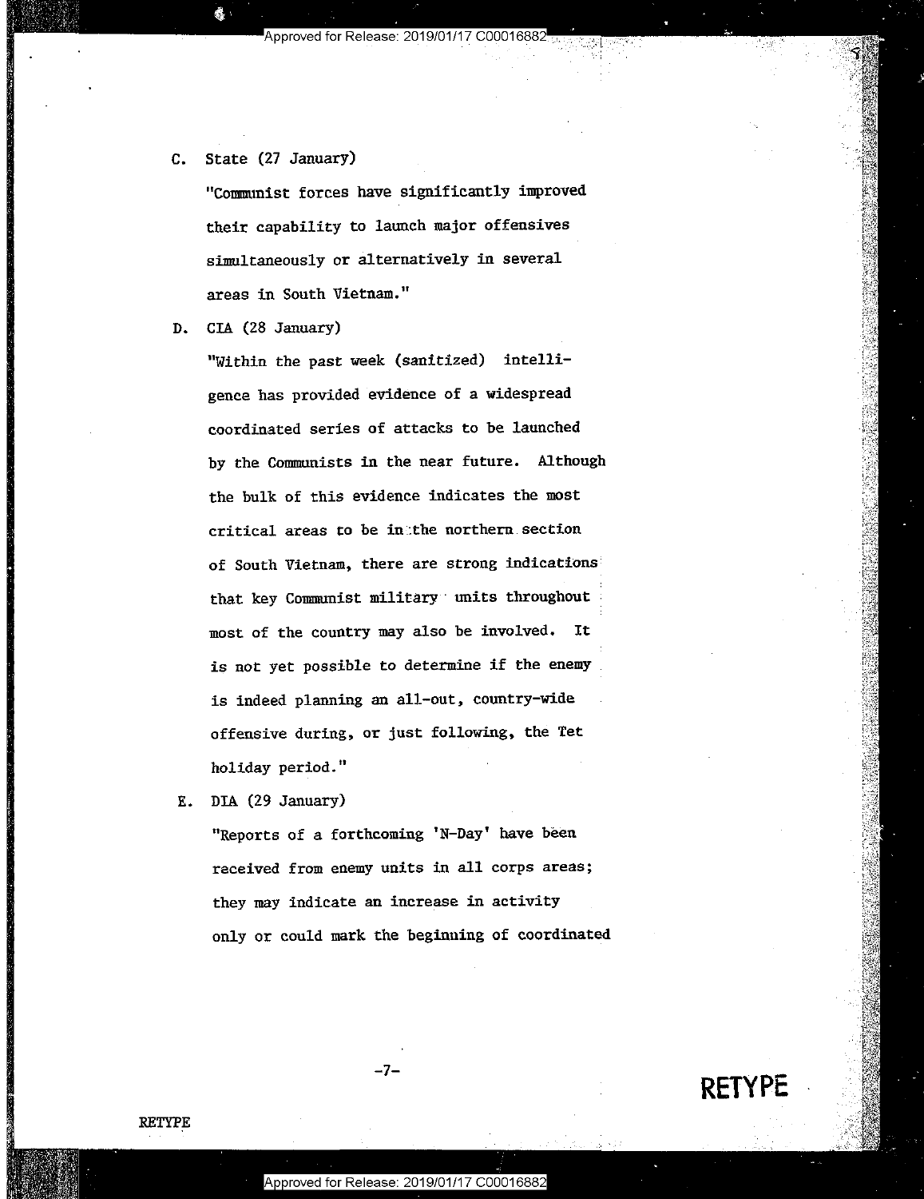C. State (27 January)

"Communist forces have significantly improved their capability to launch major offensives simultaneously or alternatively in several areas in South Vietnam."

D. CIA (28 January)

"Within the past week (sanitized) intelligence has provided evidence of a widespread coordinated series of attacks to be launched by the Communists in the near future. Although the bulk of this evidence indicates the most critical areas to be in the northern section of South Vietnam, there are strong indications that key Communist military units throughout most of the country may also be involved. It is not yet possible to determine if the enemy is indeed planning an all-out, country-wide offensive during, or just following, the Tet holiday period."

E. DIA (29 January)

"Reports of a forthcoming 'N-Day' have been received from enemy units in all corps areas; they may indicate an increase in activity only or could mark the beginning of coordinated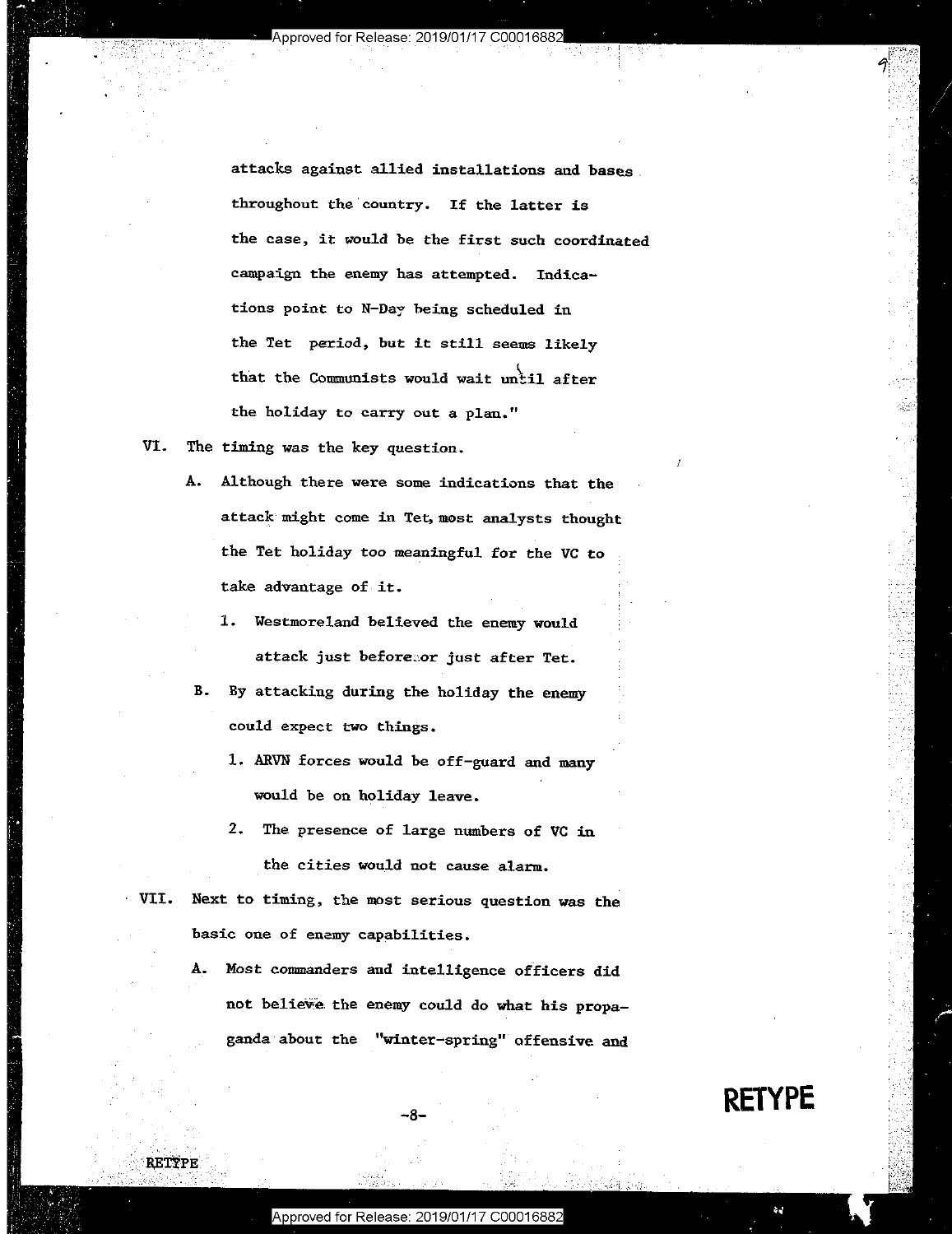attacks against allied installations and bases throughout the country. If the latter is the case, it would be the first such coordinated campaign the enemy has attempted. Indications point to N-Day being scheduled in the Tet period, but it still seems likely that the Communists would wait until after the holiday to carry out a plan."

VI. The timing was the key question.

   A. Although there were some indications that the attack might come in Tet, most analysts thought the Tet holiday too meaningful for the VC to take advantage of it.

      1. Westmoreland believed the enemy would attack just before or just after Tet.

   B. By attacking during the holiday the enemy could expect two things.

      1. ARVN forces would be off-guard and many would be on holiday leave.

      2. The presence of large numbers of VC in the cities would not cause alarm.

VII. Next to timing, the most serious question was the basic one of enemy capabilities.

   A. Most commanders and intelligence officers did not believe the enemy could do what his propaganda about the "winter-spring" offensive and

RETYPE

RETYPE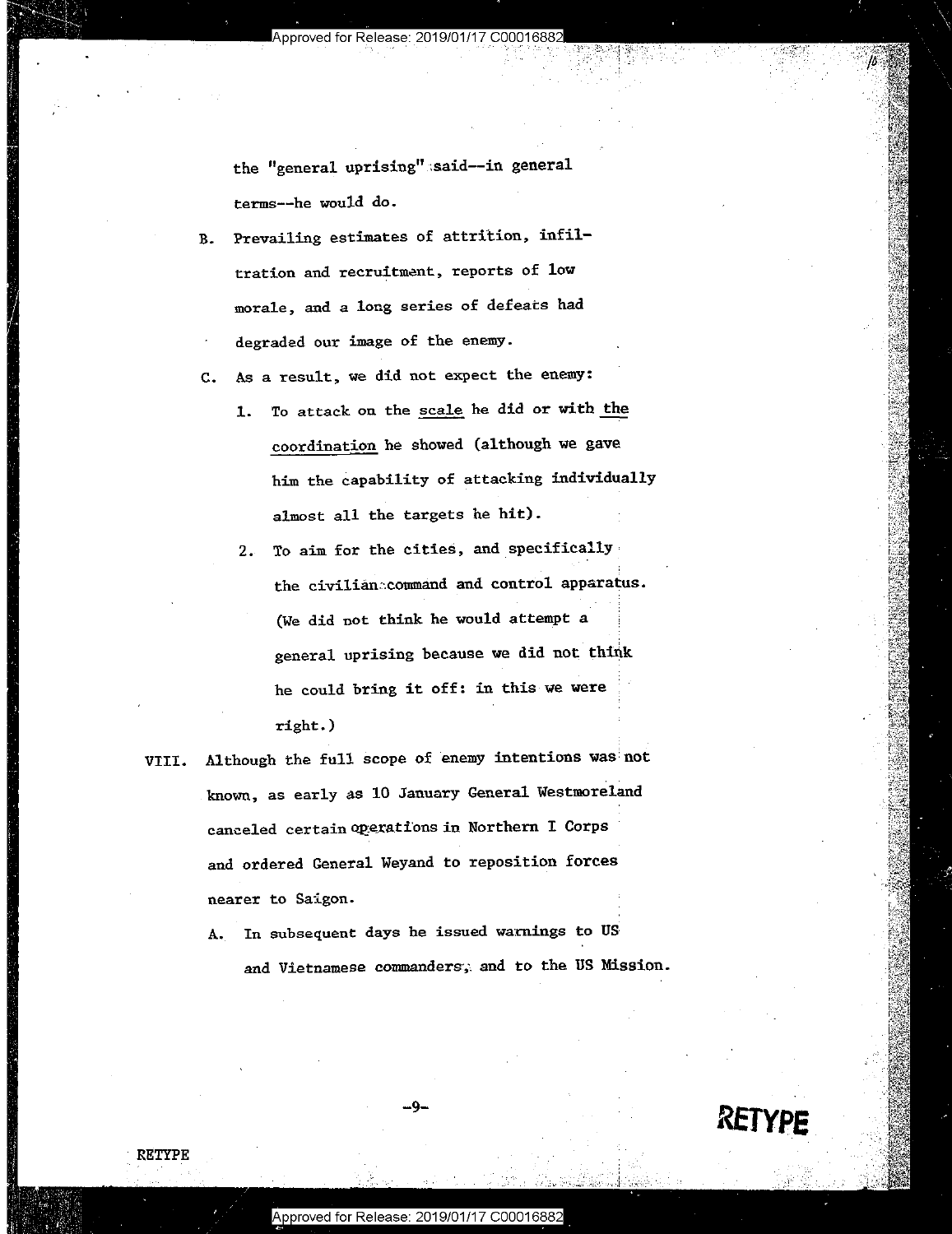the "general uprising" said--in general terms--he would do.

B. Prevailing estimates of attrition, infiltration and recruitment, reports of low morale, and a long series of defeats had degraded our image of the enemy.

C. As a result, we did not expect the enemy:

   1. To attack on the <u>scale</u> he did or with <u>the coordination</u> he showed (although we gave him the capability of attacking individually almost all the targets he hit).

   2. To aim for the cities, and specifically the civilian command and control apparatus. (We did not think he would attempt a general uprising because we did not think he could bring it off: in this we were right.)

VIII. Although the full scope of enemy intentions was not known, as early as 10 January General Westmoreland canceled certain operations in Northern I Corps and ordered General Weyand to reposition forces nearer to Saigon.

   A. In subsequent days he issued warnings to US and Vietnamese commanders, and to the US Mission.

RETYPE

RETYPE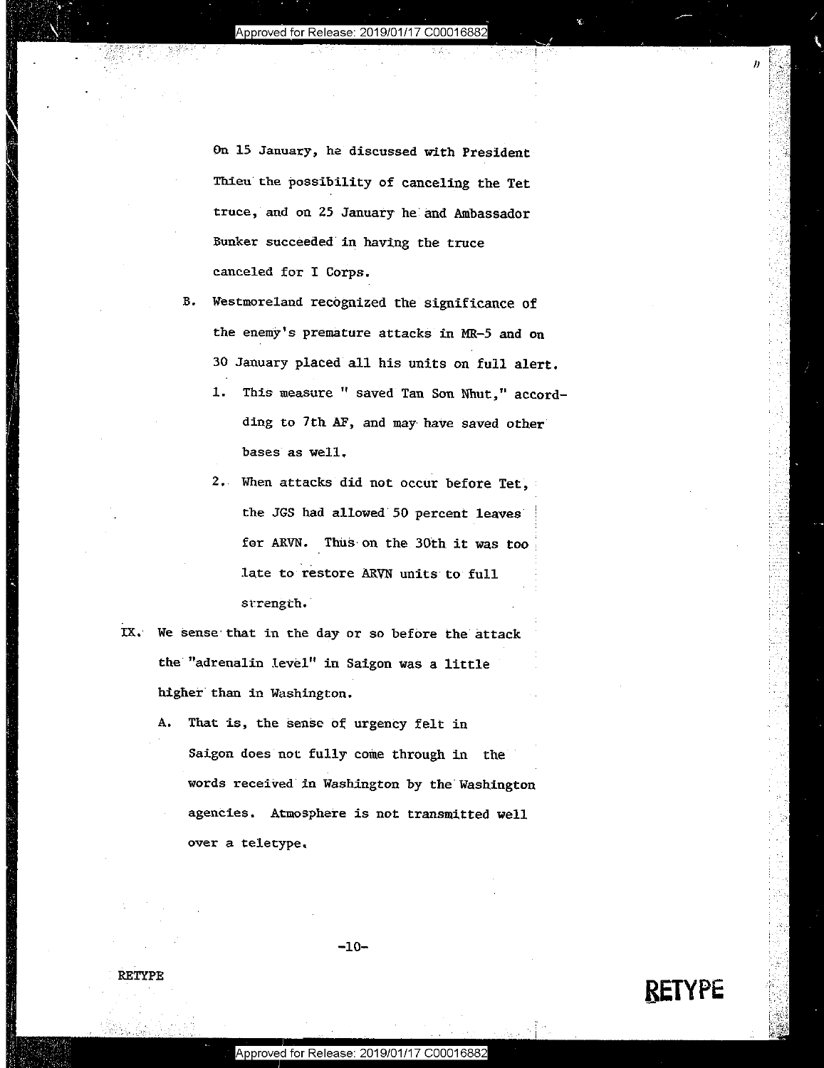On 15 January, he discussed with President Thieu the possibility of canceling the Tet truce, and on 25 January he and Ambassador Bunker succeeded in having the truce canceled for I Corps.

B. Westmoreland recognized the significance of the enemy's premature attacks in MR-5 and on 30 January placed all his units on full alert.

   1. This measure " saved Tan Son Nhut," accord-ding to 7th AF, and may have saved other bases as well.

   2. When attacks did not occur before Tet, the JGS had allowed 50 percent leaves for ARVN. Thus on the 30th it was too late to restore ARVN units to full strength.

IX. We sense that in the day or so before the attack the "adrenalin level" in Saigon was a little higher than in Washington.

   A. That is, the sense of urgency felt in Saigon does not fully come through in the words received in Washington by the Washington agencies. Atmosphere is not transmitted well over a teletype.

RETYPE

RETYPE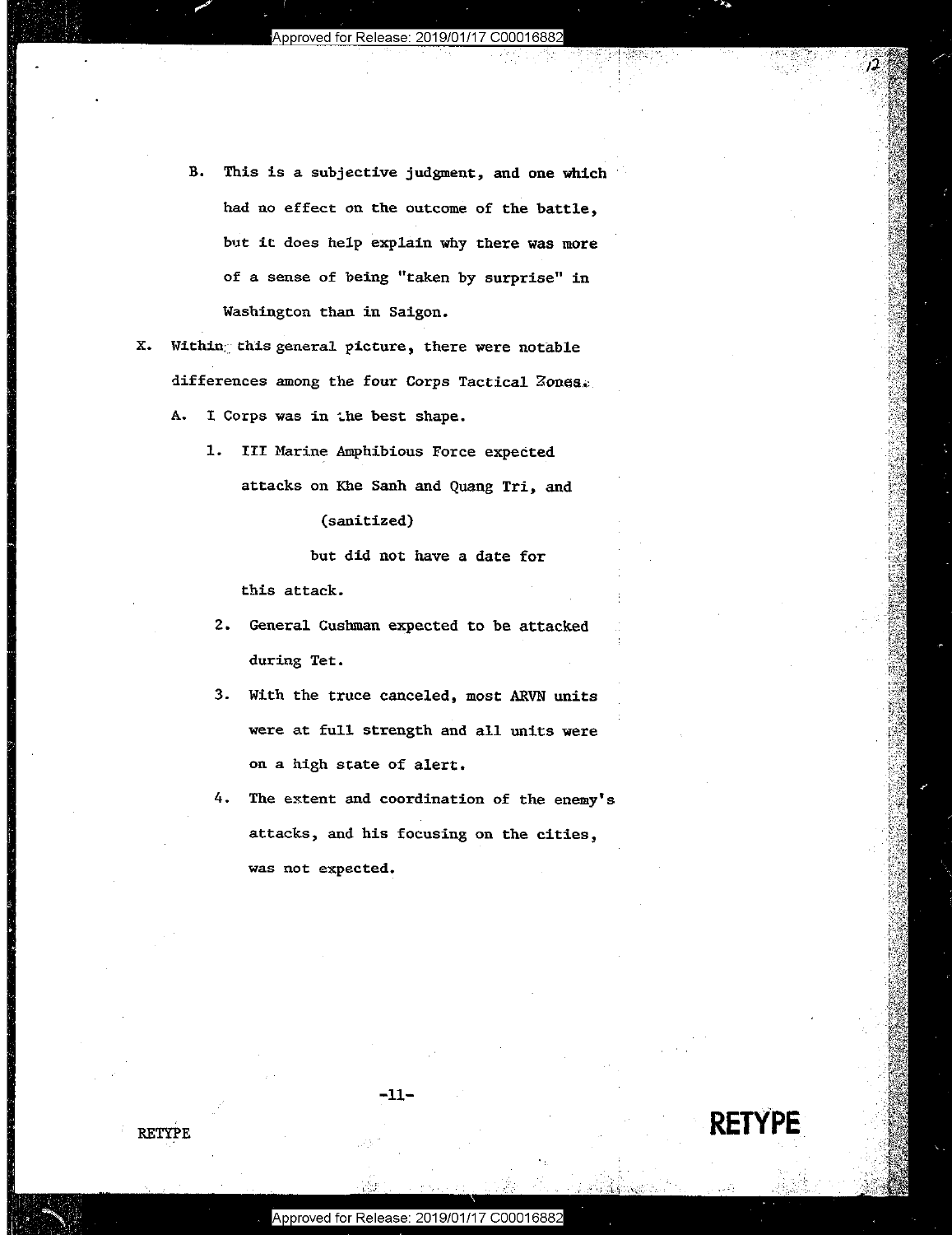B. This is a subjective judgment, and one which had no effect on the outcome of the battle, but it does help explain why there was more of a sense of being "taken by surprise" in Washington than in Saigon.

X. Within this general picture, there were notable differences among the four Corps Tactical Zones.

A. I Corps was in the best shape.

1. III Marine Amphibious Force expected attacks on Khe Sanh and Quang Tri, and

(sanitized)

but did not have a date for this attack.

2. General Cushman expected to be attacked during Tet.

3. With the truce canceled, most ARVN units were at full strength and all units were on a high state of alert.

4. The extent and coordination of the enemy's attacks, and his focusing on the cities, was not expected.

RETYPE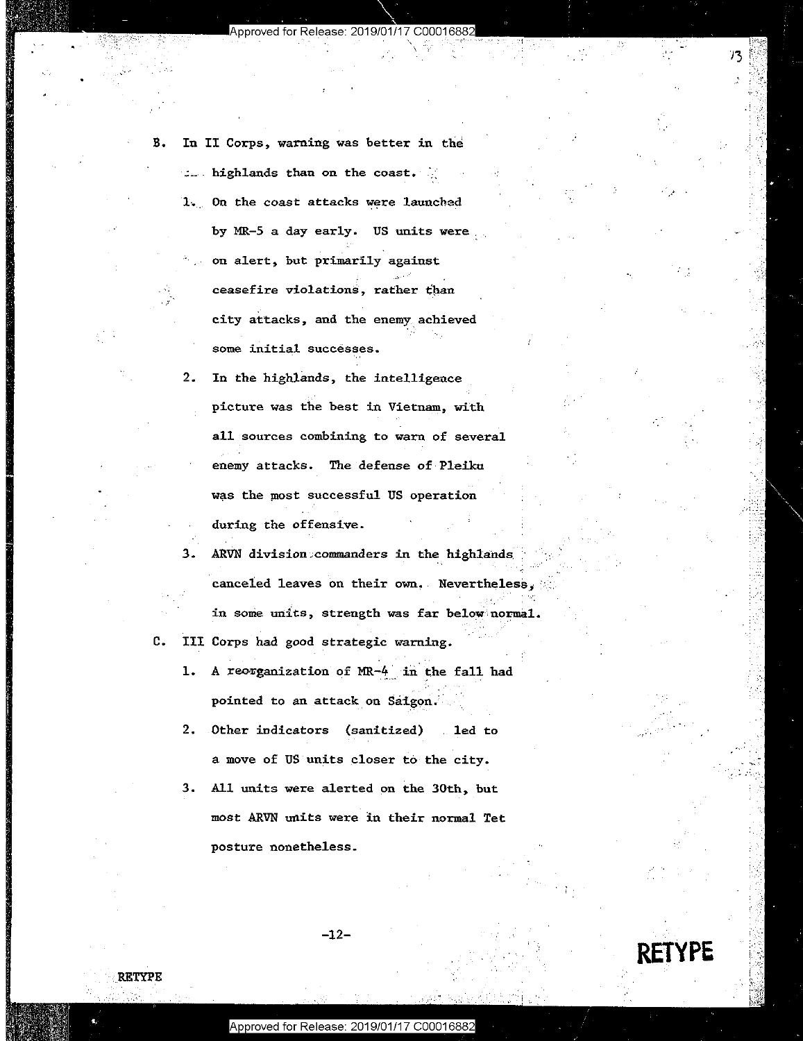B. In II Corps, warning was better in the highlands than on the coast.

1. On the coast attacks were launched by MR-5 a day early. US units were on alert, but primarily against ceasefire violations, rather than city attacks, and the enemy achieved some initial successes.

2. In the highlands, the intelligence picture was the best in Vietnam, with all sources combining to warn of several enemy attacks. The defense of Pleiku was the most successful US operation during the offensive.

3. ARVN division commanders in the highlands canceled leaves on their own. Nevertheless, in some units, strength was far below normal.

C. III Corps had good strategic warning.

1. A reorganization of MR-4 in the fall had pointed to an attack on Saigon.

2. Other indicators (sanitized) led to a move of US units closer to the city.

3. All units were alerted on the 30th, but most ARVN units were in their normal Tet posture nonetheless.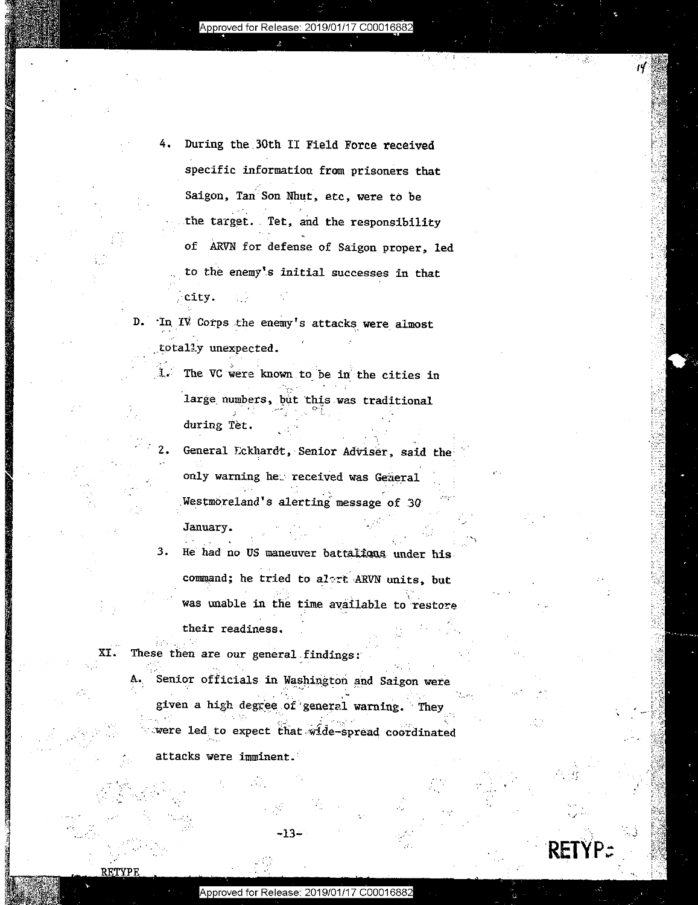4. During the 30th II Field Force received specific information from prisoners that Saigon, Tan Son Nhut, etc, were to be the target. Tet, and the responsibility of ARVN for defense of Saigon proper, led to the enemy's initial successes in that city.

D. In IV Corps the enemy's attacks were almost totally unexpected.

1. The VC were known to be in the cities in large numbers, but this was traditional during Tet.

2. General Eckhardt, Senior Adviser, said the only warning he received was General Westmoreland's alerting message of 30 January.

3. He had no US maneuver battalions under his command; he tried to alert ARVN units, but was unable in the time available to restore their readiness.

XI. These then are our general findings:

A. Senior officials in Washington and Saigon were given a high degree of general warning. They were led to expect that wide-spread coordinated attacks were imminent.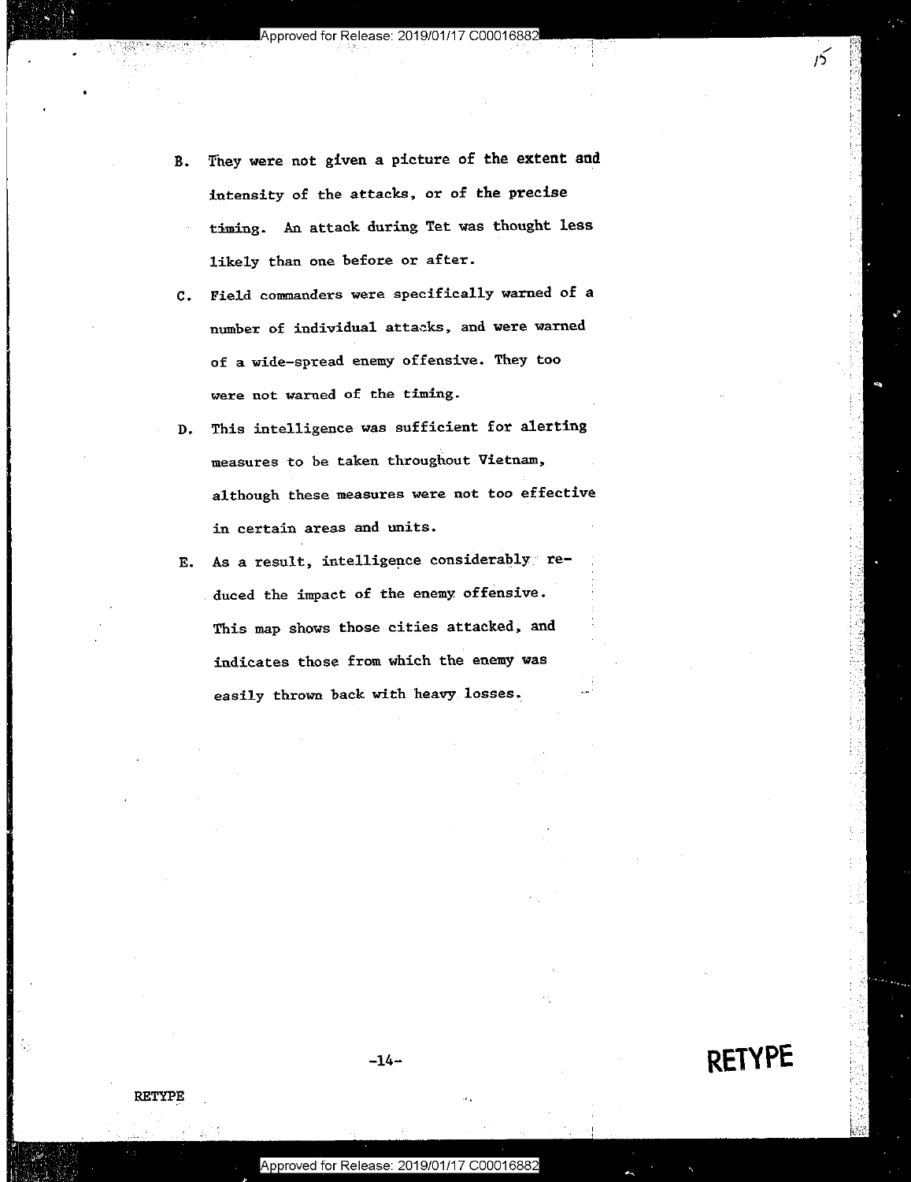B. They were not given a picture of the extent and intensity of the attacks, or of the precise timing. An attack during Tet was thought less likely than one before or after.

C. Field commanders were specifically warned of a number of individual attacks, and were warned of a wide-spread enemy offensive. They too were not warned of the timing.

D. This intelligence was sufficient for alerting measures to be taken throughout Vietnam, although these measures were not too effective in certain areas and units.

E. As a result, intelligence considerably reduced the impact of the enemy offensive. This map shows those cities attacked, and indicates those from which the enemy was easily thrown back with heavy losses.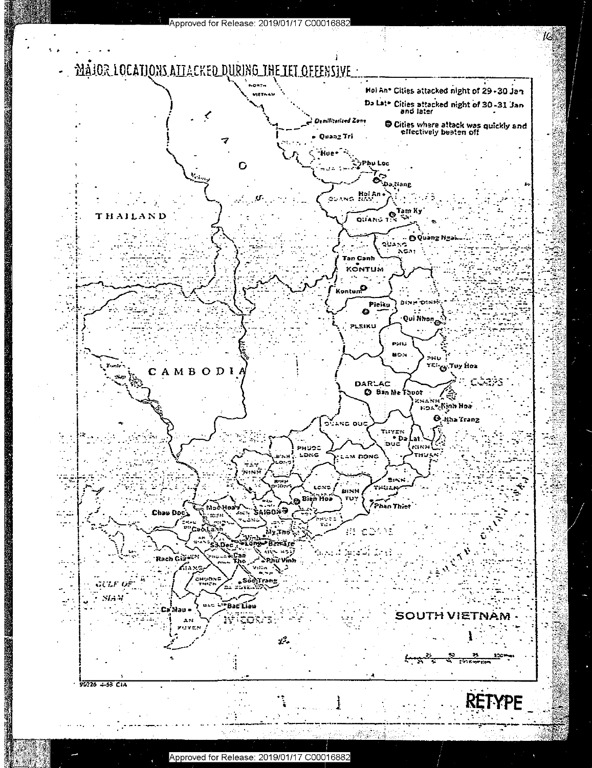MAJOR LOCATIONS ATTACKED DURING THE TET OFFENSIVE

Hoi An• Cities attacked night of 29-30 Jan

Da Lat• Cities attacked night of 30-31 Jan and later

Cities where attack was quickly and effectively beaten off

NORTH VIETNAM

Demilitarized Zone

Quang Tri

Hue

Phu Loc

Da Nang

Hoi An

QUANG NAM

Tam Ky

QUANG TIN

Quang Ngai

QUANG NGAI

Tan Canh

KONTUM

Kontum

Pleiku

PLEIKU

BINH DINH

Qui Nhon

PHU BON

PHU YEN

Tuy Hoa

DARLAC

Ban Me Thuot

KHANH HOA

Ninh Hoa

Nha Trang

QUANG DUC

TUYEN DUC

Da Lat

NINH THUAN

PHUOC LONG

BINH LONG

LAM DONG

TAY NINH

BINH DUONG

LONG KHANH

BINH TUY

BINH THUAN

Bien Hoa

Phan Thiet

SAIGON

Chau Doc

Moc Hoa

Cao Lanh

My Tho

Vinh Long

Ben Tre

Sa Dec

Can Tho

Phu Vinh

Rach Gia

Soc Trang

Bac Lieu

Ca Mau

AN XUYEN

CHUONG THIEN

THAILAND

LAOS

CAMBODIA

GULF OF SIAM

SOUTH CHINA SEA

SOUTH VIETNAM

90226 4-68 CIA

RETYPE